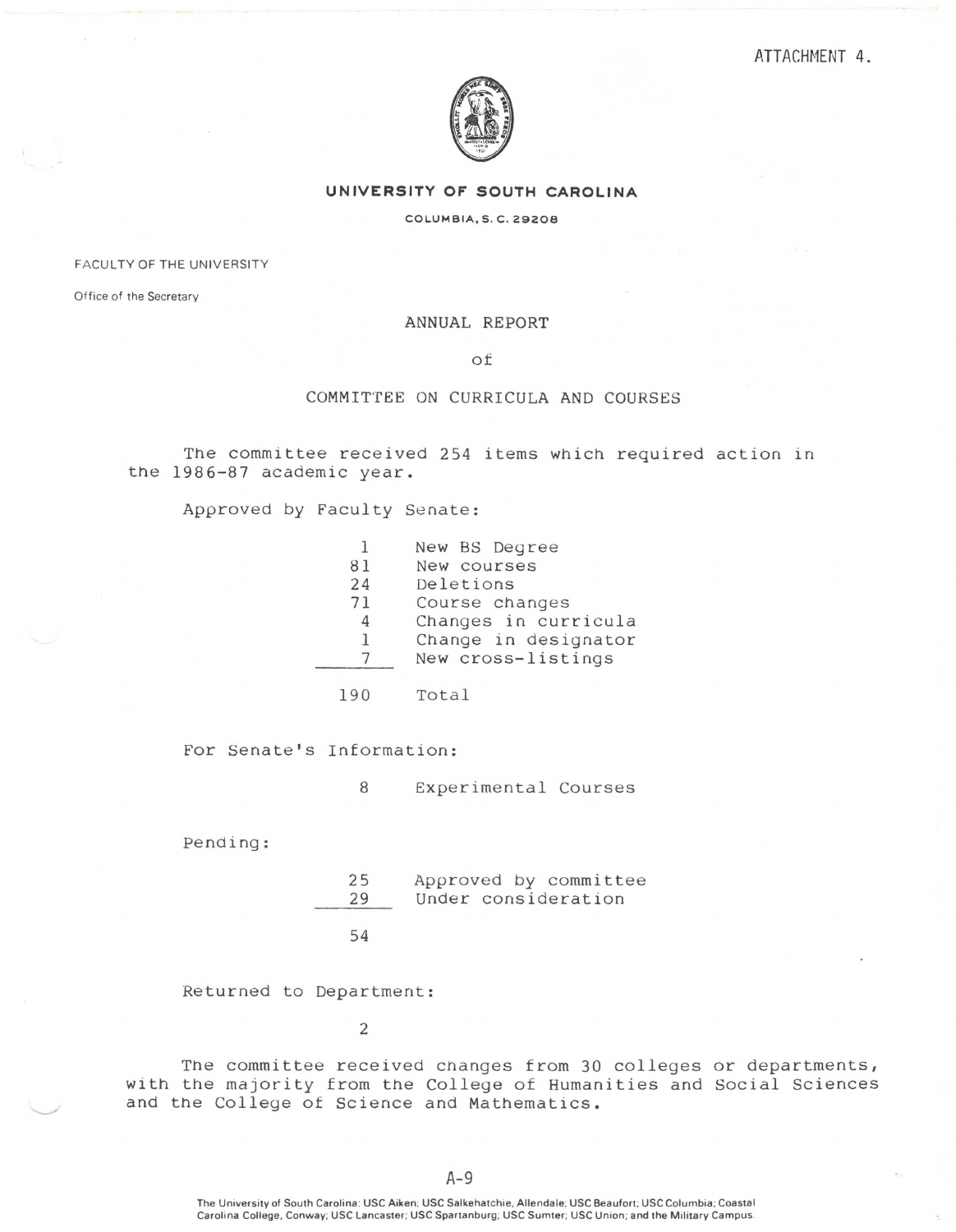ATTACHMENT 4.

**UNIVERSITY OF SOUTH CAROLINA**

COLUMBIA, S. C. 29208

FACULTY OF THE UNIVERSITY

Office of the Secretary

# ANNUAL REPORT

## of

## COMMITTEE ON CURRICULA AND COURSES

The committee received 254 items which required action in the 1986-87 academic year.

Approved by Faculty Senate:

| | |
|---|---|
| 1 | New BS Degree |
| 81 | New courses |
| 24 | Deletions |
| 71 | Course changes |
| 4 | Changes in curricula |
| 1 | Change in designator |
| 7 | New cross-listings |
| 190 | Total |

For Senate's Information:

| | |
|---|---|
| 8 | Experimental Courses |

Pending:

| | |
|---|---|
| 25 | Approved by committee |
| 29 | Under consideration |
| 54 | |

Returned to Department:

2

The committee received changes from 30 colleges or departments, with the majority from the College of Humanities and Social Sciences and the College of Science and Mathematics.

A-9

The University of South Carolina: USC Aiken; USC Salkehatchie, Allendale; USC Beaufort; USC Columbia; Coastal Carolina College, Conway; USC Lancaster; USC Spartanburg; USC Sumter; USC Union; and the Military Campus.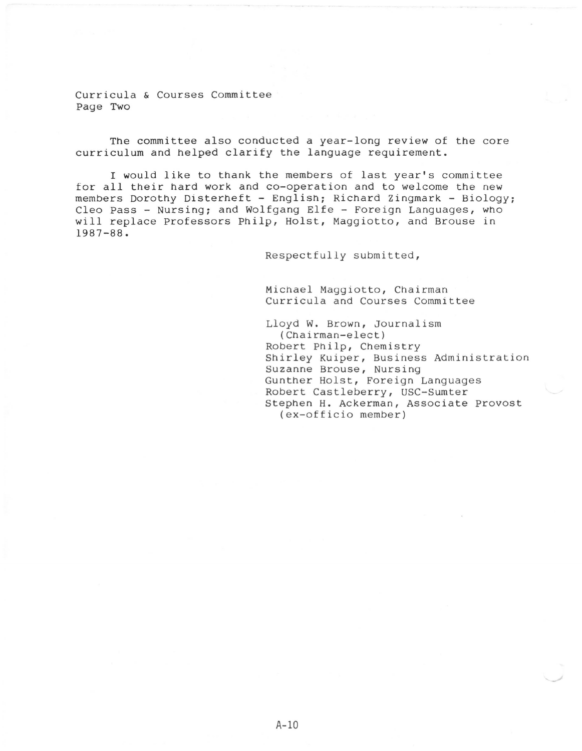Curricula & Courses Committee
Page Two

The committee also conducted a year-long review of the core curriculum and helped clarify the language requirement.

I would like to thank the members of last year's committee for all their hard work and co-operation and to welcome the new members Dorothy Disterheft - English; Richard Zingmark - Biology; Cleo Pass - Nursing; and Wolfgang Elfe - Foreign Languages, who will replace Professors Philp, Holst, Maggiotto, and Brouse in 1987-88.

Respectfully submitted,

Michael Maggiotto, Chairman
Curricula and Courses Committee

Lloyd W. Brown, Journalism
(Chairman-elect)
Robert Philp, Chemistry
Shirley Kuiper, Business Administration
Suzanne Brouse, Nursing
Gunther Holst, Foreign Languages
Robert Castleberry, USC-Sumter
Stephen H. Ackerman, Associate Provost
(ex-officio member)